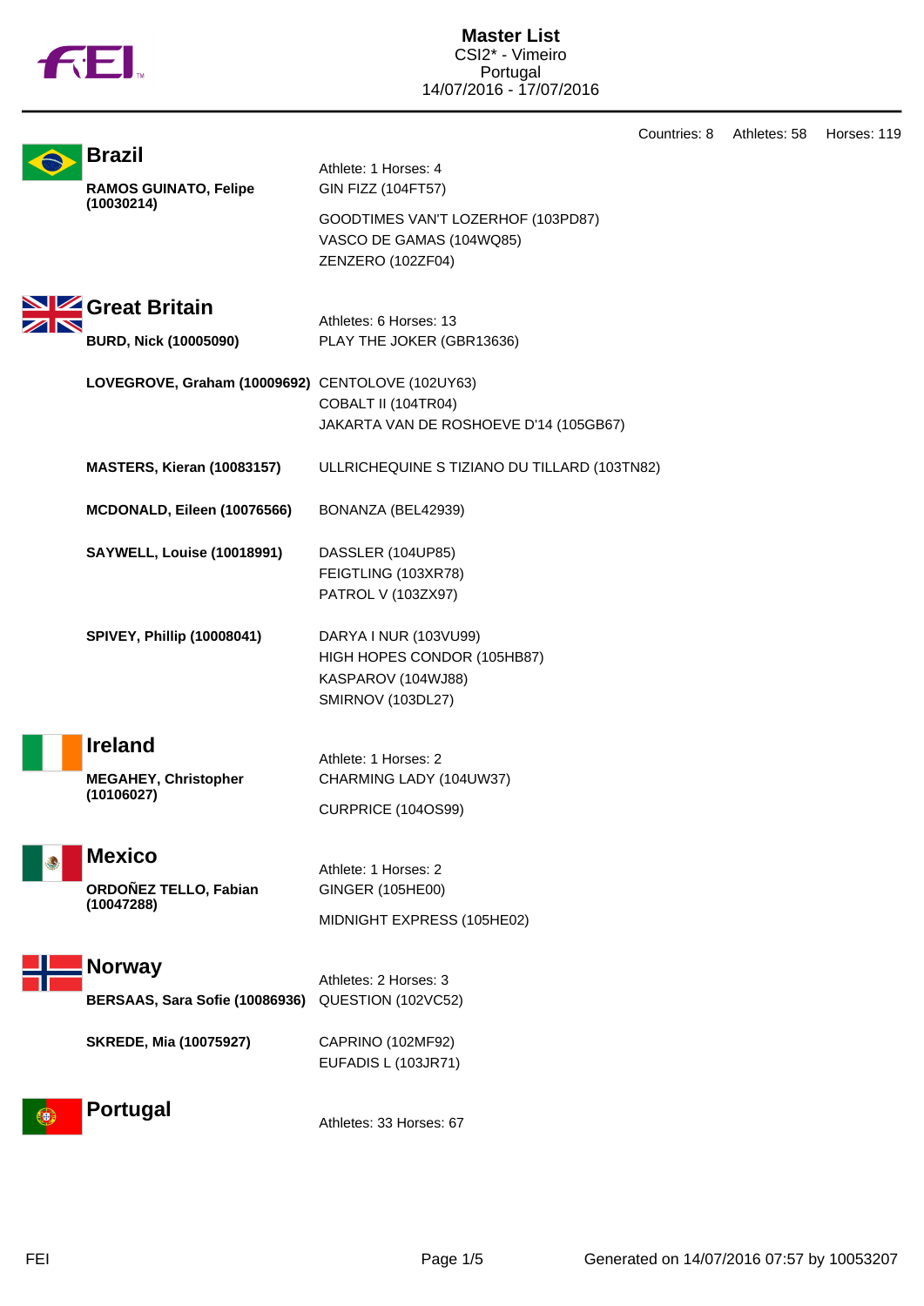# Master List

CSI2* - Vimeiro
Portugal
14/07/2016 - 17/07/2016

Countries: 8 Athletes: 58 Horses: 119

## Brazil

Athlete: 1 Horses: 4

| Athlete | Horses |
|---|---|
| **RAMOS GUINATO, Felipe (10030214)** | GIN FIZZ (104FT57) |
| | GOODTIMES VAN'T LOZERHOF (103PD87) |
| | VASCO DE GAMAS (104WQ85) |
| | ZENZERO (102ZF04) |

## Great Britain

Athletes: 6 Horses: 13

| Athlete | Horses |
|---|---|
| **BURD, Nick (10005090)** | PLAY THE JOKER (GBR13636) |
| **LOVEGROVE, Graham (10009692)** | CENTOLOVE (102UY63) |
| | COBALT II (104TR04) |
| | JAKARTA VAN DE ROSHOEVE D'14 (105GB67) |
| **MASTERS, Kieran (10083157)** | ULLRICHEQUINE S TIZIANO DU TILLARD (103TN82) |
| **MCDONALD, Eileen (10076566)** | BONANZA (BEL42939) |
| **SAYWELL, Louise (10018991)** | DASSLER (104UP85) |
| | FEIGTLING (103XR78) |
| | PATROL V (103ZX97) |
| **SPIVEY, Phillip (10008041)** | DARYA I NUR (103VU99) |
| | HIGH HOPES CONDOR (105HB87) |
| | KASPAROV (104WJ88) |
| | SMIRNOV (103DL27) |

## Ireland

Athlete: 1 Horses: 2

| Athlete | Horses |
|---|---|
| **MEGAHEY, Christopher (10106027)** | CHARMING LADY (104UW37) |
| | CURPRICE (104OS99) |

## Mexico

Athlete: 1 Horses: 2

| Athlete | Horses |
|---|---|
| **ORDOÑEZ TELLO, Fabian (10047288)** | GINGER (105HE00) |
| | MIDNIGHT EXPRESS (105HE02) |

## Norway

Athletes: 2 Horses: 3

| Athlete | Horses |
|---|---|
| **BERSAAS, Sara Sofie (10086936)** | QUESTION (102VC52) |
| **SKREDE, Mia (10075927)** | CAPRINO (102MF92) |
| | EUFADIS L (103JR71) |

## Portugal

Athletes: 33 Horses: 67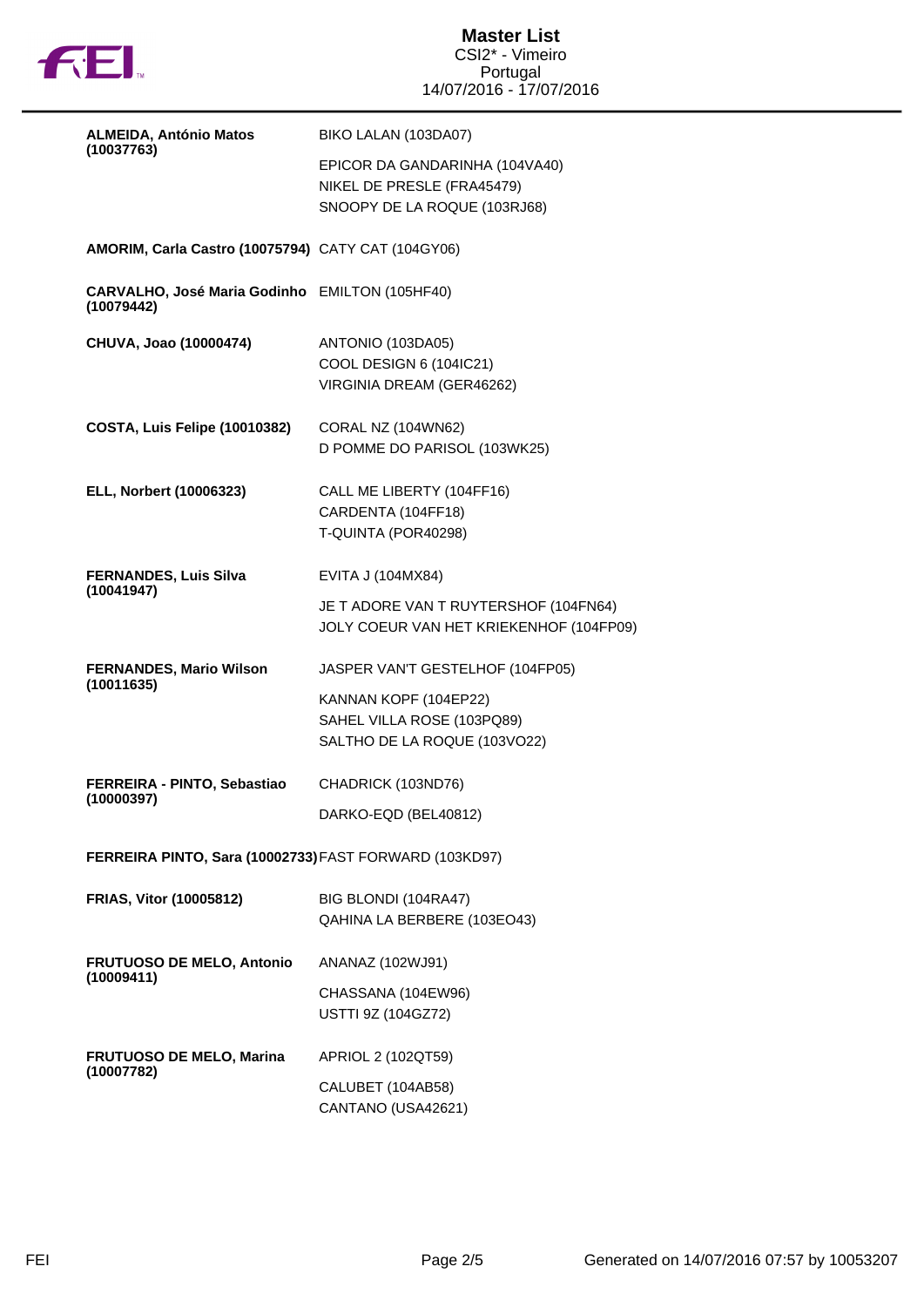**Master List**
CSI2* - Vimeiro
Portugal
14/07/2016 - 17/07/2016

| Rider | Horses |
| --- | --- |
| **ALMEIDA, António Matos (10037763)** | BIKO LALAN (103DA07)<br>EPICOR DA GANDARINHA (104VA40)<br>NIKEL DE PRESLE (FRA45479)<br>SNOOPY DE LA ROQUE (103RJ68) |
| **AMORIM, Carla Castro (10075794)** | CATY CAT (104GY06) |
| **CARVALHO, José Maria Godinho (10079442)** | EMILTON (105HF40) |
| **CHUVA, Joao (10000474)** | ANTONIO (103DA05)<br>COOL DESIGN 6 (104IC21)<br>VIRGINIA DREAM (GER46262) |
| **COSTA, Luis Felipe (10010382)** | CORAL NZ (104WN62)<br>D POMME DO PARISOL (103WK25) |
| **ELL, Norbert (10006323)** | CALL ME LIBERTY (104FF16)<br>CARDENTA (104FF18)<br>T-QUINTA (POR40298) |
| **FERNANDES, Luis Silva (10041947)** | EVITA J (104MX84)<br>JE T ADORE VAN T RUYTERSHOF (104FN64)<br>JOLY COEUR VAN HET KRIEKENHOF (104FP09) |
| **FERNANDES, Mario Wilson (10011635)** | JASPER VAN'T GESTELHOF (104FP05)<br>KANNAN KOPF (104EP22)<br>SAHEL VILLA ROSE (103PQ89)<br>SALTHO DE LA ROQUE (103VO22) |
| **FERREIRA - PINTO, Sebastiao (10000397)** | CHADRICK (103ND76)<br>DARKO-EQD (BEL40812) |
| **FERREIRA PINTO, Sara (10002733)** | FAST FORWARD (103KD97) |
| **FRIAS, Vitor (10005812)** | BIG BLONDI (104RA47)<br>QAHINA LA BERBERE (103EO43) |
| **FRUTUOSO DE MELO, Antonio (10009411)** | ANANAZ (102WJ91)<br>CHASSANA (104EW96)<br>USTTI 9Z (104GZ72) |
| **FRUTUOSO DE MELO, Marina (10007782)** | APRIOL 2 (102QT59)<br>CALUBET (104AB58)<br>CANTANO (USA42621) |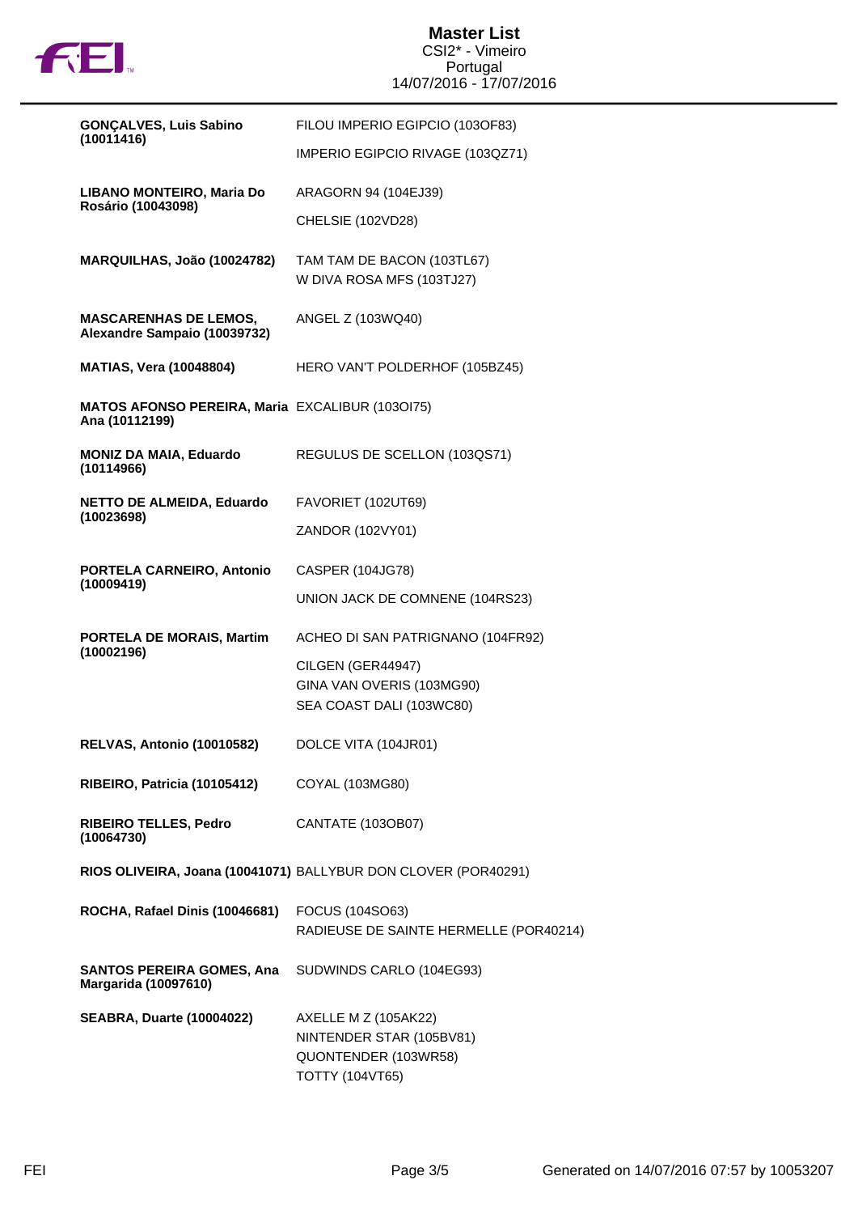| Athlete | Horses |
|---|---|
| **GONÇALVES, Luis Sabino (10011416)** | FILOU IMPERIO EGIPCIO (103OF83)<br>IMPERIO EGIPCIO RIVAGE (103QZ71) |
| **LIBANO MONTEIRO, Maria Do Rosário (10043098)** | ARAGORN 94 (104EJ39)<br>CHELSIE (102VD28) |
| **MARQUILHAS, João (10024782)** | TAM TAM DE BACON (103TL67)<br>W DIVA ROSA MFS (103TJ27) |
| **MASCARENHAS DE LEMOS, Alexandre Sampaio (10039732)** | ANGEL Z (103WQ40) |
| **MATIAS, Vera (10048804)** | HERO VAN'T POLDERHOF (105BZ45) |
| **MATOS AFONSO PEREIRA, Maria Ana (10112199)** | EXCALIBUR (103OI75) |
| **MONIZ DA MAIA, Eduardo (10114966)** | REGULUS DE SCELLON (103QS71) |
| **NETTO DE ALMEIDA, Eduardo (10023698)** | FAVORIET (102UT69)<br>ZANDOR (102VY01) |
| **PORTELA CARNEIRO, Antonio (10009419)** | CASPER (104JG78)<br>UNION JACK DE COMNENE (104RS23) |
| **PORTELA DE MORAIS, Martim (10002196)** | ACHEO DI SAN PATRIGNANO (104FR92)<br>CILGEN (GER44947)<br>GINA VAN OVERIS (103MG90)<br>SEA COAST DALI (103WC80) |
| **RELVAS, Antonio (10010582)** | DOLCE VITA (104JR01) |
| **RIBEIRO, Patricia (10105412)** | COYAL (103MG80) |
| **RIBEIRO TELLES, Pedro (10064730)** | CANTATE (103OB07) |
| **RIOS OLIVEIRA, Joana (10041071)** | BALLYBUR DON CLOVER (POR40291) |
| **ROCHA, Rafael Dinis (10046681)** | FOCUS (104SO63)<br>RADIEUSE DE SAINTE HERMELLE (POR40214) |
| **SANTOS PEREIRA GOMES, Ana Margarida (10097610)** | SUDWINDS CARLO (104EG93) |
| **SEABRA, Duarte (10004022)** | AXELLE M Z (105AK22)<br>NINTENDER STAR (105BV81)<br>QUONTENDER (103WR58)<br>TOTTY (104VT65) |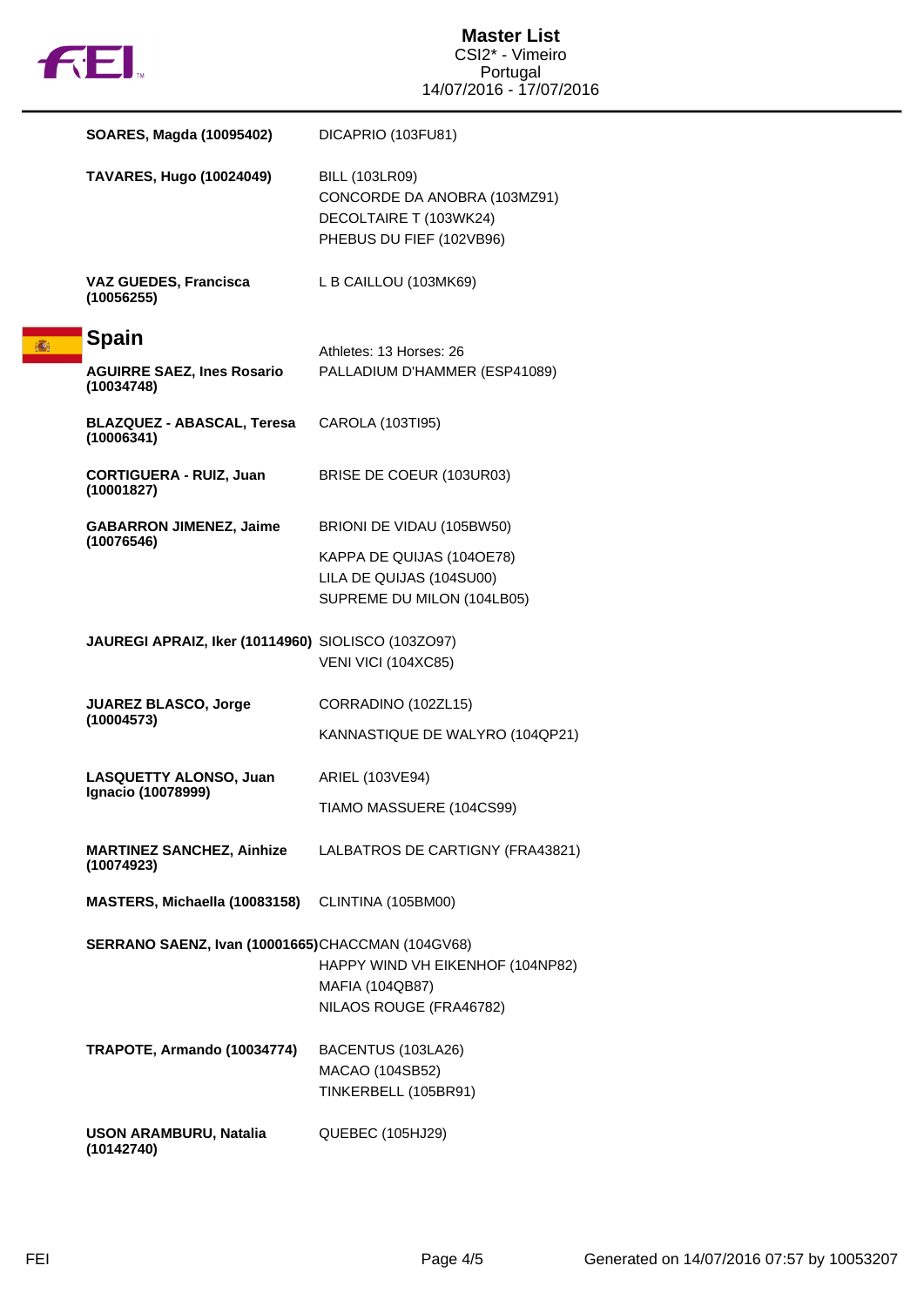| Athlete | Horses |
|---|---|
| **SOARES, Magda (10095402)** | DICAPRIO (103FU81) |
| **TAVARES, Hugo (10024049)** | BILL (103LR09)<br>CONCORDE DA ANOBRA (103MZ91)<br>DECOLTAIRE T (103WK24)<br>PHEBUS DU FIEF (102VB96) |
| **VAZ GUEDES, Francisca (10056255)** | L B CAILLOU (103MK69) |

## Spain

Athletes: 13 Horses: 26

| Athlete | Horses |
|---|---|
| **AGUIRRE SAEZ, Ines Rosario (10034748)** | PALLADIUM D'HAMMER (ESP41089) |
| **BLAZQUEZ - ABASCAL, Teresa (10006341)** | CAROLA (103TI95) |
| **CORTIGUERA - RUIZ, Juan (10001827)** | BRISE DE COEUR (103UR03) |
| **GABARRON JIMENEZ, Jaime (10076546)** | BRIONI DE VIDAU (105BW50)<br>KAPPA DE QUIJAS (104OE78)<br>LILA DE QUIJAS (104SU00)<br>SUPREME DU MILON (104LB05) |
| **JAUREGI APRAIZ, Iker (10114960)** | SIOLISCO (103ZO97)<br>VENI VICI (104XC85) |
| **JUAREZ BLASCO, Jorge (10004573)** | CORRADINO (102ZL15)<br>KANNASTIQUE DE WALYRO (104QP21) |
| **LASQUETTY ALONSO, Juan Ignacio (10078999)** | ARIEL (103VE94)<br>TIAMO MASSUERE (104CS99) |
| **MARTINEZ SANCHEZ, Ainhize (10074923)** | LALBATROS DE CARTIGNY (FRA43821) |
| **MASTERS, Michaella (10083158)** | CLINTINA (105BM00) |
| **SERRANO SAENZ, Ivan (10001665)** | CHACCMAN (104GV68)<br>HAPPY WIND VH EIKENHOF (104NP82)<br>MAFIA (104QB87)<br>NILAOS ROUGE (FRA46782) |
| **TRAPOTE, Armando (10034774)** | BACENTUS (103LA26)<br>MACAO (104SB52)<br>TINKERBELL (105BR91) |
| **USON ARAMBURU, Natalia (10142740)** | QUEBEC (105HJ29) |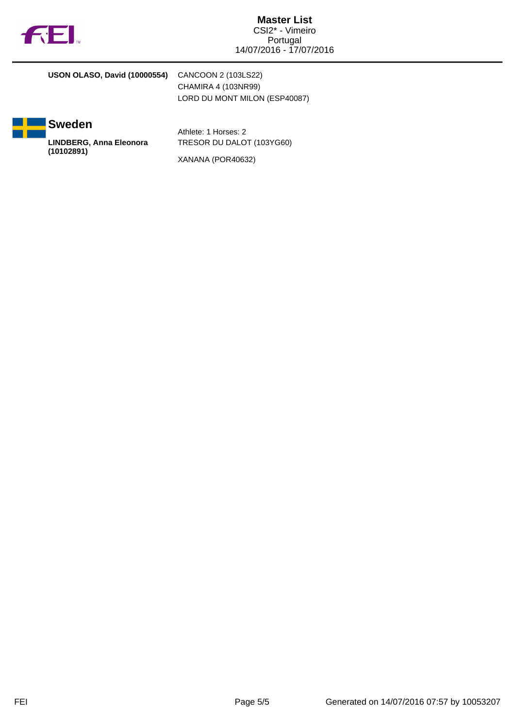**USON OLASO, David (10000554)** CANCOON 2 (103LS22)
CHAMIRA 4 (103NR99)
LORD DU MONT MILON (ESP40087)

## Sweden

Athlete: 1 Horses: 2

**LINDBERG, Anna Eleonora (10102891)** TRESOR DU DALOT (103YG60)
XANANA (POR40632)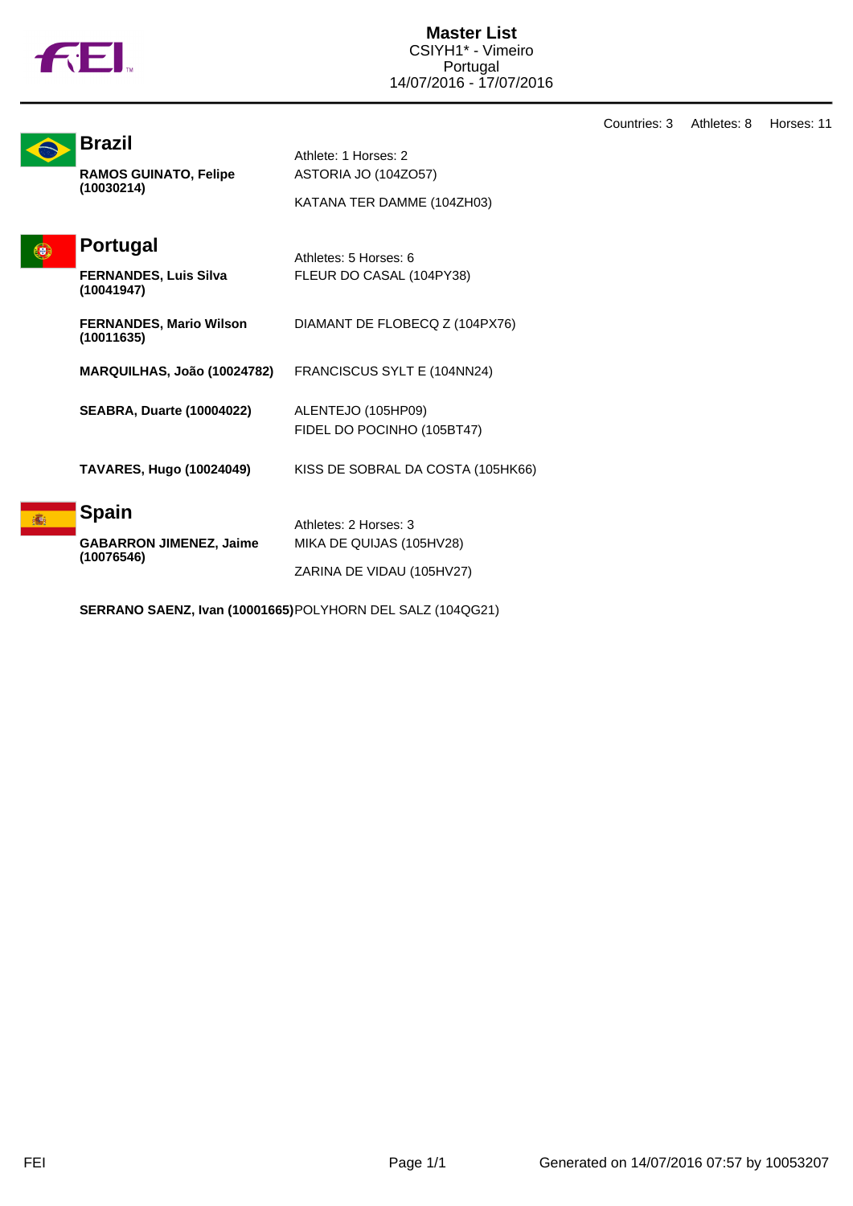# Master List

CSIYH1* - Vimeiro
Portugal
14/07/2016 - 17/07/2016

Countries: 3 Athletes: 8 Horses: 11

## Brazil

Athlete: 1 Horses: 2

| | |
|---|---|
| **RAMOS GUINATO, Felipe (10030214)** | ASTORIA JO (104ZO57) |
| | KATANA TER DAMME (104ZH03) |

## Portugal

Athletes: 5 Horses: 6

| | |
|---|---|
| **FERNANDES, Luis Silva (10041947)** | FLEUR DO CASAL (104PY38) |
| **FERNANDES, Mario Wilson (10011635)** | DIAMANT DE FLOBECQ Z (104PX76) |
| **MARQUILHAS, João (10024782)** | FRANCISCUS SYLT E (104NN24) |
| **SEABRA, Duarte (10004022)** | ALENTEJO (105HP09) |
| | FIDEL DO POCINHO (105BT47) |
| **TAVARES, Hugo (10024049)** | KISS DE SOBRAL DA COSTA (105HK66) |

## Spain

Athletes: 2 Horses: 3

| | |
|---|---|
| **GABARRON JIMENEZ, Jaime (10076546)** | MIKA DE QUIJAS (105HV28) |
| | ZARINA DE VIDAU (105HV27) |
| **SERRANO SAENZ, Ivan (10001665)** | POLYHORN DEL SALZ (104QG21) |

Generated on 14/07/2016 07:57 by 10053207